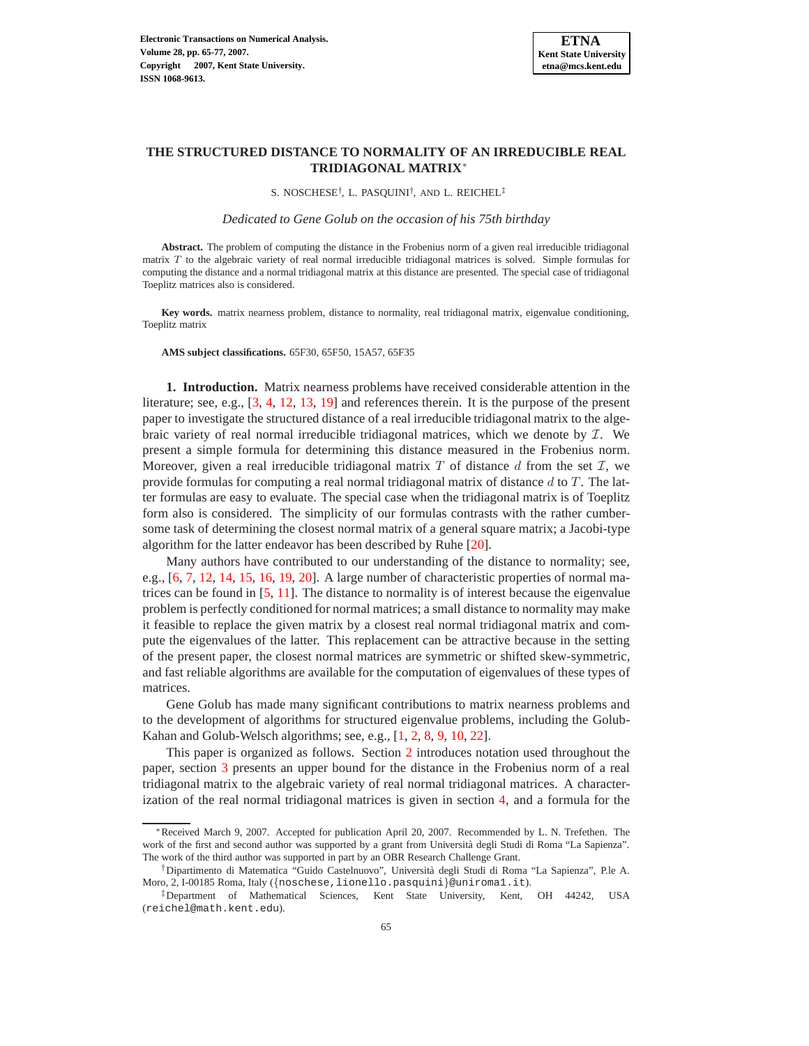# THE STRUCTURED DISTANCE TO NORMALITY OF AN IRREDUCIBLE REAL TRIDIAGONAL MATRIX[*]

S. NOSCHESE[†], L. PASQUINI[†], AND L. REICHEL[‡]

*Dedicated to Gene Golub on the occasion of his 75th birthday*

**Abstract.** The problem of computing the distance in the Frobenius norm of a given real irreducible tridiagonal matrix $T$ to the algebraic variety of real normal irreducible tridiagonal matrices is solved. Simple formulas for computing the distance and a normal tridiagonal matrix at this distance are presented. The special case of tridiagonal Toeplitz matrices also is considered.

**Key words.** matrix nearness problem, distance to normality, real tridiagonal matrix, eigenvalue conditioning, Toeplitz matrix

**AMS subject classifications.** 65F30, 65F50, 15A57, 65F35

**1. Introduction.** Matrix nearness problems have received considerable attention in the literature; see, e.g., [3, 4, 12, 13, 19] and references therein. It is the purpose of the present paper to investigate the structured distance of a real irreducible tridiagonal matrix to the algebraic variety of real normal irreducible tridiagonal matrices, which we denote by $\mathcal{I}$. We present a simple formula for determining this distance measured in the Frobenius norm. Moreover, given a real irreducible tridiagonal matrix $T$ of distance $d$ from the set $\mathcal{I}$, we provide formulas for computing a real normal tridiagonal matrix of distance $d$ to $T$. The latter formulas are easy to evaluate. The special case when the tridiagonal matrix is of Toeplitz form also is considered. The simplicity of our formulas contrasts with the rather cumbersome task of determining the closest normal matrix of a general square matrix; a Jacobi-type algorithm for the latter endeavor has been described by Ruhe [20].

Many authors have contributed to our understanding of the distance to normality; see, e.g., [6, 7, 12, 14, 15, 16, 19, 20]. A large number of characteristic properties of normal matrices can be found in [5, 11]. The distance to normality is of interest because the eigenvalue problem is perfectly conditioned for normal matrices; a small distance to normality may make it feasible to replace the given matrix by a closest real normal tridiagonal matrix and compute the eigenvalues of the latter. This replacement can be attractive because in the setting of the present paper, the closest normal matrices are symmetric or shifted skew-symmetric, and fast reliable algorithms are available for the computation of eigenvalues of these types of matrices.

Gene Golub has made many significant contributions to matrix nearness problems and to the development of algorithms for structured eigenvalue problems, including the Golub-Kahan and Golub-Welsch algorithms; see, e.g., [1, 2, 8, 9, 10, 22].

This paper is organized as follows. Section 2 introduces notation used throughout the paper, section 3 presents an upper bound for the distance in the Frobenius norm of a real tridiagonal matrix to the algebraic variety of real normal tridiagonal matrices. A characterization of the real normal tridiagonal matrices is given in section 4, and a formula for the

---

[*] Received March 9, 2007. Accepted for publication April 20, 2007. Recommended by L. N. Trefethen. The work of the first and second author was supported by a grant from Università degli Studi di Roma "La Sapienza". The work of the third author was supported in part by an OBR Research Challenge Grant.

[†] Dipartimento di Matematica "Guido Castelnuovo", Università degli Studi di Roma "La Sapienza", P.le A. Moro, 2, I-00185 Roma, Italy ({noschese,lionello.pasquini}@uniroma1.it).

[‡] Department of Mathematical Sciences, Kent State University, Kent, OH 44242, USA (reichel@math.kent.edu).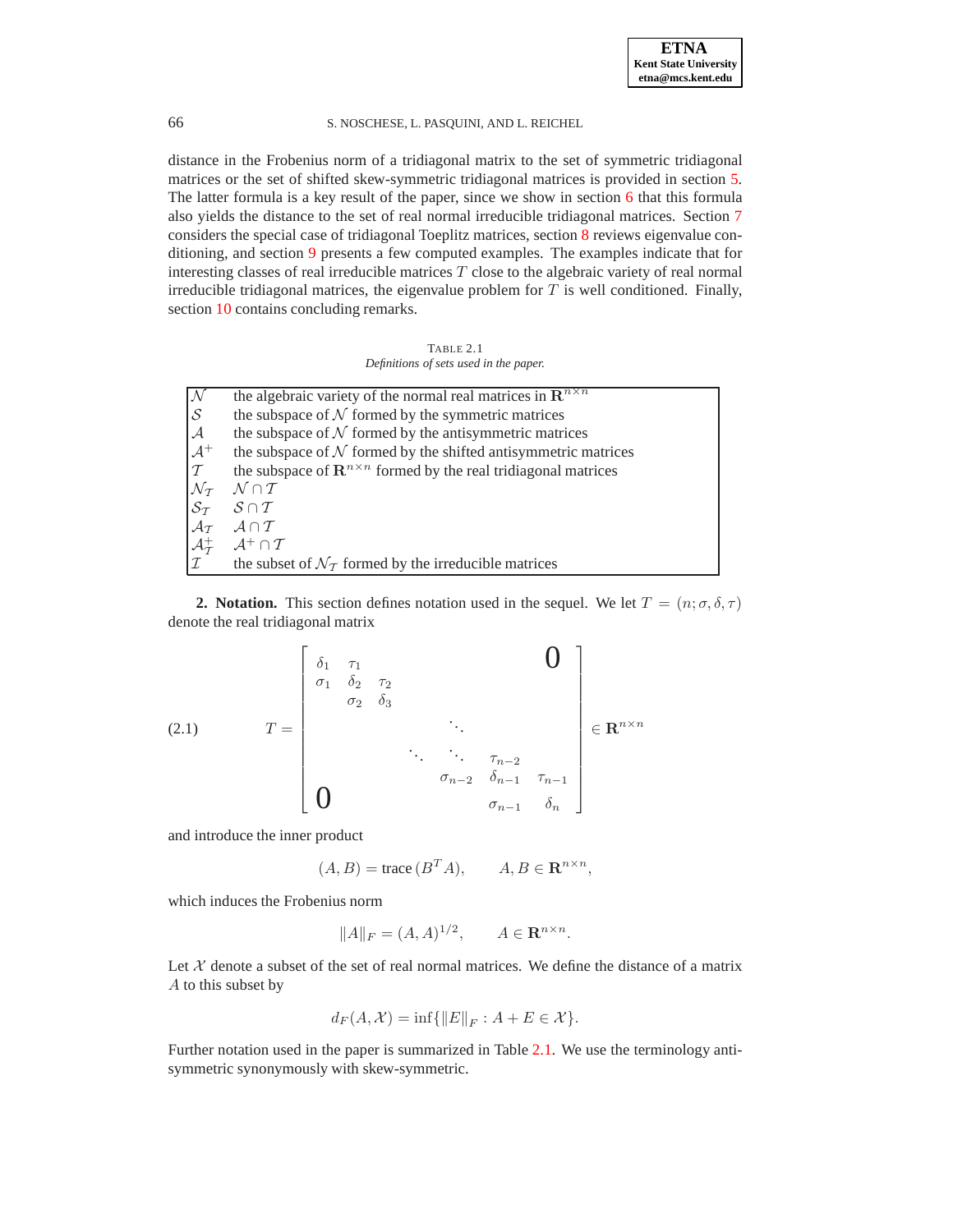distance in the Frobenius norm of a tridiagonal matrix to the set of symmetric tridiagonal matrices or the set of shifted skew-symmetric tridiagonal matrices is provided in section 5. The latter formula is a key result of the paper, since we show in section 6 that this formula also yields the distance to the set of real normal irreducible tridiagonal matrices. Section 7 considers the special case of tridiagonal Toeplitz matrices, section 8 reviews eigenvalue conditioning, and section 9 presents a few computed examples. The examples indicate that for interesting classes of real irreducible matrices $T$ close to the algebraic variety of real normal irreducible tridiagonal matrices, the eigenvalue problem for $T$ is well conditioned. Finally, section 10 contains concluding remarks.

TABLE 2.1
*Definitions of sets used in the paper.*

| | |
|---|---|
| $\mathcal{N}$ | the algebraic variety of the normal real matrices in $\mathbf{R}^{n\times n}$ |
| $\mathcal{S}$ | the subspace of $\mathcal{N}$ formed by the symmetric matrices |
| $\mathcal{A}$ | the subspace of $\mathcal{N}$ formed by the antisymmetric matrices |
| $\mathcal{A}^+$ | the subspace of $\mathcal{N}$ formed by the shifted antisymmetric matrices |
| $\mathcal{T}$ | the subspace of $\mathbf{R}^{n\times n}$ formed by the real tridiagonal matrices |
| $\mathcal{N}_{\mathcal{T}}$ | $\mathcal{N}\cap\mathcal{T}$ |
| $\mathcal{S}_{\mathcal{T}}$ | $\mathcal{S}\cap\mathcal{T}$ |
| $\mathcal{A}_{\mathcal{T}}$ | $\mathcal{A}\cap\mathcal{T}$ |
| $\mathcal{A}^+_{\mathcal{T}}$ | $\mathcal{A}^+\cap\mathcal{T}$ |
| $\mathcal{I}$ | the subset of $\mathcal{N}_{\mathcal{T}}$ formed by the irreducible matrices |

**2. Notation.** This section defines notation used in the sequel. We let $T = (n;\sigma,\delta,\tau)$ denote the real tridiagonal matrix

$$
T = \begin{bmatrix}
\delta_1 & \tau_1 & & & & \mathbf{0} \\
\sigma_1 & \delta_2 & \tau_2 & & & \\
 & \sigma_2 & \delta_3 & & & \\
 & & & \ddots & & \\
 & & \ddots & \ddots & \tau_{n-2} & \\
 & & & \sigma_{n-2} & \delta_{n-1} & \tau_{n-1} \\
\mathbf{0} & & & & \sigma_{n-1} & \delta_n
\end{bmatrix} \in \mathbf{R}^{n\times n} \tag{2.1}
$$

and introduce the inner product

$$
(A,B) = \text{trace}\,(B^T A), \qquad A,B\in\mathbf{R}^{n\times n},
$$

which induces the Frobenius norm

$$
\|A\|_F = (A,A)^{1/2}, \qquad A\in\mathbf{R}^{n\times n}.
$$

Let $\mathcal{X}$ denote a subset of the set of real normal matrices. We define the distance of a matrix $A$ to this subset by

$$
d_F(A,\mathcal{X}) = \inf\{\|E\|_F : A+E\in\mathcal{X}\}.
$$

Further notation used in the paper is summarized in Table 2.1. We use the terminology antisymmetric synonymously with skew-symmetric.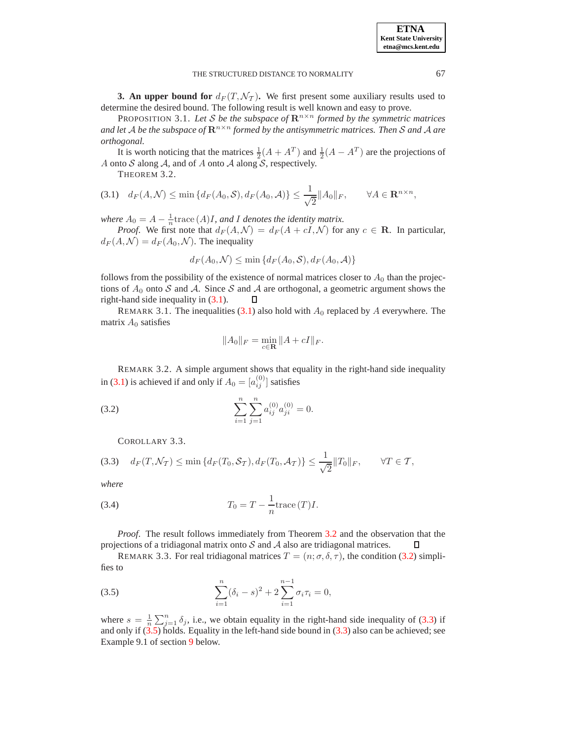**3. An upper bound for $d_F(T, \mathcal{N}_\mathcal{T})$.** We first present some auxiliary results used to determine the desired bound. The following result is well known and easy to prove.

PROPOSITION 3.1. *Let $\mathcal{S}$ be the subspace of $\mathbf{R}^{n\times n}$ formed by the symmetric matrices and let $\mathcal{A}$ be the subspace of $\mathbf{R}^{n\times n}$ formed by the antisymmetric matrices. Then $\mathcal{S}$ and $\mathcal{A}$ are orthogonal.*

It is worth noticing that the matrices $\frac{1}{2}(A + A^T)$ and $\frac{1}{2}(A - A^T)$ are the projections of $A$ onto $\mathcal{S}$ along $\mathcal{A}$, and of $A$ onto $\mathcal{A}$ along $\mathcal{S}$, respectively.

THEOREM 3.2.

$$d_F(A, \mathcal{N}) \leq \min\{d_F(A_0, \mathcal{S}), d_F(A_0, \mathcal{A})\} \leq \frac{1}{\sqrt{2}}\|A_0\|_F, \qquad \forall A \in \mathbf{R}^{n\times n}, \tag{3.1}$$

*where $A_0 = A - \frac{1}{n}\text{trace}\,(A)I$, and $I$ denotes the identity matrix.*

*Proof.* We first note that $d_F(A, \mathcal{N}) = d_F(A + cI, \mathcal{N})$ for any $c \in \mathbf{R}$. In particular, $d_F(A, \mathcal{N}) = d_F(A_0, \mathcal{N})$. The inequality

$$d_F(A_0, \mathcal{N}) \leq \min\{d_F(A_0, \mathcal{S}), d_F(A_0, \mathcal{A})\}$$

follows from the possibility of the existence of normal matrices closer to $A_0$ than the projections of $A_0$ onto $\mathcal{S}$ and $\mathcal{A}$. Since $\mathcal{S}$ and $\mathcal{A}$ are orthogonal, a geometric argument shows the right-hand side inequality in (3.1). ∎

REMARK 3.1. The inequalities (3.1) also hold with $A_0$ replaced by $A$ everywhere. The matrix $A_0$ satisfies

$$\|A_0\|_F = \min_{c\in\mathbf{R}} \|A + cI\|_F.$$

REMARK 3.2. A simple argument shows that equality in the right-hand side inequality in (3.1) is achieved if and only if $A_0 = [a_{ij}^{(0)}]$ satisfies

$$\sum_{i=1}^{n}\sum_{j=1}^{n} a_{ij}^{(0)} a_{ji}^{(0)} = 0. \tag{3.2}$$

COROLLARY 3.3.

$$d_F(T, \mathcal{N}_\mathcal{T}) \leq \min\{d_F(T_0, \mathcal{S}_\mathcal{T}), d_F(T_0, \mathcal{A}_\mathcal{T})\} \leq \frac{1}{\sqrt{2}}\|T_0\|_F, \qquad \forall T \in \mathcal{T}, \tag{3.3}$$

*where*

$$T_0 = T - \frac{1}{n}\text{trace}\,(T)I. \tag{3.4}$$

*Proof.* The result follows immediately from Theorem 3.2 and the observation that the projections of a tridiagonal matrix onto $\mathcal{S}$ and $\mathcal{A}$ also are tridiagonal matrices. ∎

REMARK 3.3. For real tridiagonal matrices $T = (n; \sigma, \delta, \tau)$, the condition (3.2) simplifies to

$$\sum_{i=1}^{n}(\delta_i - s)^2 + 2\sum_{i=1}^{n-1}\sigma_i\tau_i = 0, \tag{3.5}$$

where $s = \frac{1}{n}\sum_{j=1}^{n}\delta_j$, i.e., we obtain equality in the right-hand side inequality of (3.3) if and only if (3.5) holds. Equality in the left-hand side bound in (3.3) also can be achieved; see Example 9.1 of section 9 below.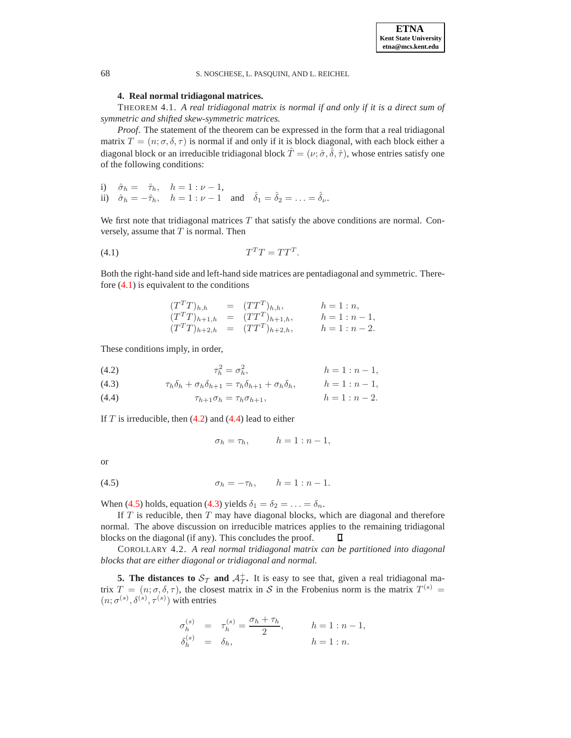## 4. Real normal tridiagonal matrices.

THEOREM 4.1. *A real tridiagonal matrix is normal if and only if it is a direct sum of symmetric and shifted skew-symmetric matrices.*

*Proof.* The statement of the theorem can be expressed in the form that a real tridiagonal matrix $T = (n; \sigma, \delta, \tau)$ is normal if and only if it is block diagonal, with each block either a diagonal block or an irreducible tridiagonal block $\hat{T} = (\nu; \hat{\sigma}, \hat{\delta}, \hat{\tau})$, whose entries satisfy one of the following conditions:

i) $\hat{\sigma}_h = \hat{\tau}_h, \quad h = 1 : \nu - 1,$
ii) $\hat{\sigma}_h = -\hat{\tau}_h, \quad h = 1 : \nu - 1 \quad \text{and} \quad \hat{\delta}_1 = \hat{\delta}_2 = \ldots = \hat{\delta}_\nu.$

We first note that tridiagonal matrices $T$ that satisfy the above conditions are normal. Conversely, assume that $T$ is normal. Then

$$T^T T = T T^T. \tag{4.1}$$

Both the right-hand side and left-hand side matrices are pentadiagonal and symmetric. Therefore (4.1) is equivalent to the conditions

$$\begin{aligned}
(T^T T)_{h,h} &= (T T^T)_{h,h}, & h &= 1 : n, \\
(T^T T)_{h+1,h} &= (T T^T)_{h+1,h}, & h &= 1 : n-1, \\
(T^T T)_{h+2,h} &= (T T^T)_{h+2,h}, & h &= 1 : n-2.
\end{aligned}$$

These conditions imply, in order,

$$\tau_h^2 = \sigma_h^2, \qquad h = 1 : n-1, \tag{4.2}$$

$$\tau_h \delta_h + \sigma_h \delta_{h+1} = \tau_h \delta_{h+1} + \sigma_h \delta_h, \qquad h = 1 : n-1, \tag{4.3}$$

$$\tau_{h+1} \sigma_h = \tau_h \sigma_{h+1}, \qquad h = 1 : n-2. \tag{4.4}$$

If $T$ is irreducible, then (4.2) and (4.4) lead to either

$$\sigma_h = \tau_h, \qquad h = 1 : n-1,$$

or

$$\sigma_h = -\tau_h, \qquad h = 1 : n-1. \tag{4.5}$$

When (4.5) holds, equation (4.3) yields $\delta_1 = \delta_2 = \ldots = \delta_n$.

If $T$ is reducible, then $T$ may have diagonal blocks, which are diagonal and therefore normal. The above discussion on irreducible matrices applies to the remaining tridiagonal blocks on the diagonal (if any). This concludes the proof. ∎

COROLLARY 4.2. *A real normal tridiagonal matrix can be partitioned into diagonal blocks that are either diagonal or tridiagonal and normal.*

## 5. The distances to $\mathcal{S}_\mathcal{T}$ and $\mathcal{A}_\mathcal{T}^+$.

It is easy to see that, given a real tridiagonal matrix $T = (n; \sigma, \delta, \tau)$, the closest matrix in $\mathcal{S}$ in the Frobenius norm is the matrix $T^{(s)} = (n; \sigma^{(s)}, \delta^{(s)}, \tau^{(s)})$ with entries

$$\begin{aligned}
\sigma_h^{(s)} &= \tau_h^{(s)} = \frac{\sigma_h + \tau_h}{2}, & h &= 1 : n-1, \\
\delta_h^{(s)} &= \delta_h, & h &= 1 : n.
\end{aligned}$$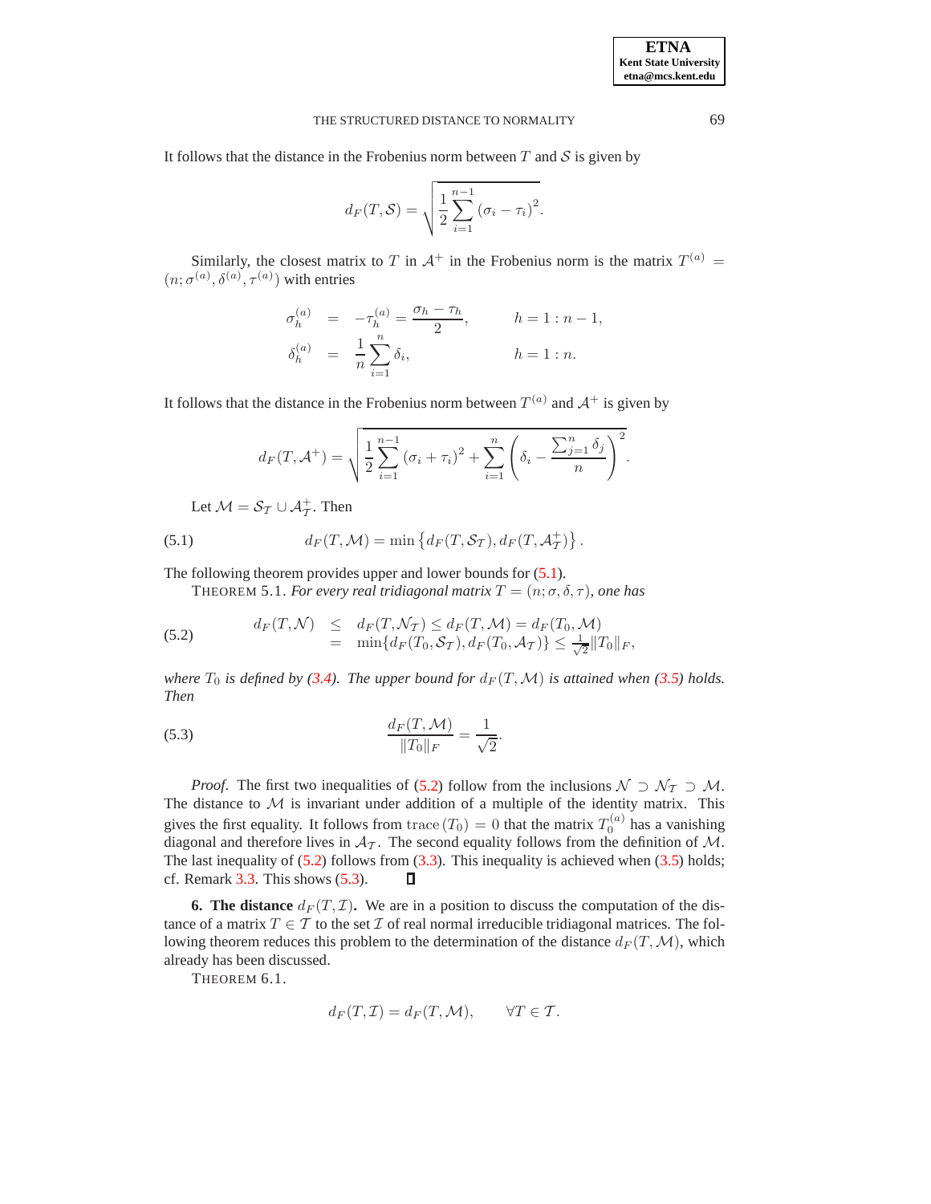It follows that the distance in the Frobenius norm between $T$ and $\mathcal{S}$ is given by

$$d_F(T,\mathcal{S}) = \sqrt{\frac{1}{2}\sum_{i=1}^{n-1}(\sigma_i - \tau_i)^2}.$$

Similarly, the closest matrix to $T$ in $\mathcal{A}^+$ in the Frobenius norm is the matrix $T^{(a)} = (n; \sigma^{(a)}, \delta^{(a)}, \tau^{(a)})$ with entries

$$\begin{aligned}
\sigma_h^{(a)} &= -\tau_h^{(a)} = \frac{\sigma_h - \tau_h}{2}, \qquad & h = 1:n-1,\\
\delta_h^{(a)} &= \frac{1}{n}\sum_{i=1}^{n}\delta_i, & h = 1:n.
\end{aligned}$$

It follows that the distance in the Frobenius norm between $T^{(a)}$ and $\mathcal{A}^+$ is given by

$$d_F(T,\mathcal{A}^+) = \sqrt{\frac{1}{2}\sum_{i=1}^{n-1}(\sigma_i + \tau_i)^2 + \sum_{i=1}^{n}\left(\delta_i - \frac{\sum_{j=1}^{n}\delta_j}{n}\right)^2}.$$

Let $\mathcal{M} = \mathcal{S}_\mathcal{T} \cup \mathcal{A}_\mathcal{T}^+$. Then

$$d_F(T,\mathcal{M}) = \min\left\{d_F(T,\mathcal{S}_\mathcal{T}), d_F(T,\mathcal{A}_\mathcal{T}^+)\right\}. \tag{5.1}$$

The following theorem provides upper and lower bounds for (5.1).

THEOREM 5.1. *For every real tridiagonal matrix $T = (n; \sigma, \delta, \tau)$, one has*

$$\begin{aligned}
d_F(T,\mathcal{N}) &\leq d_F(T,\mathcal{N}_\mathcal{T}) \leq d_F(T,\mathcal{M}) = d_F(T_0,\mathcal{M})\\
&= \min\{d_F(T_0,\mathcal{S}_\mathcal{T}), d_F(T_0,\mathcal{A}_\mathcal{T})\} \leq \tfrac{1}{\sqrt{2}}\|T_0\|_F,
\end{aligned} \tag{5.2}$$

*where $T_0$ is defined by (3.4). The upper bound for $d_F(T,\mathcal{M})$ is attained when (3.5) holds. Then*

$$\frac{d_F(T,\mathcal{M})}{\|T_0\|_F} = \frac{1}{\sqrt{2}}. \tag{5.3}$$

*Proof.* The first two inequalities of (5.2) follow from the inclusions $\mathcal{N} \supset \mathcal{N}_\mathcal{T} \supset \mathcal{M}$. The distance to $\mathcal{M}$ is invariant under addition of a multiple of the identity matrix. This gives the first equality. It follows from $\operatorname{trace}(T_0) = 0$ that the matrix $T_0^{(a)}$ has a vanishing diagonal and therefore lives in $\mathcal{A}_\mathcal{T}$. The second equality follows from the definition of $\mathcal{M}$. The last inequality of (5.2) follows from (3.3). This inequality is achieved when (3.5) holds; cf. Remark 3.3. This shows (5.3). ∎

**6. The distance $d_F(T,\mathcal{I})$.** We are in a position to discuss the computation of the distance of a matrix $T \in \mathcal{T}$ to the set $\mathcal{I}$ of real normal irreducible tridiagonal matrices. The following theorem reduces this problem to the determination of the distance $d_F(T,\mathcal{M})$, which already has been discussed.

THEOREM 6.1.

$$d_F(T,\mathcal{I}) = d_F(T,\mathcal{M}), \qquad \forall T \in \mathcal{T}.$$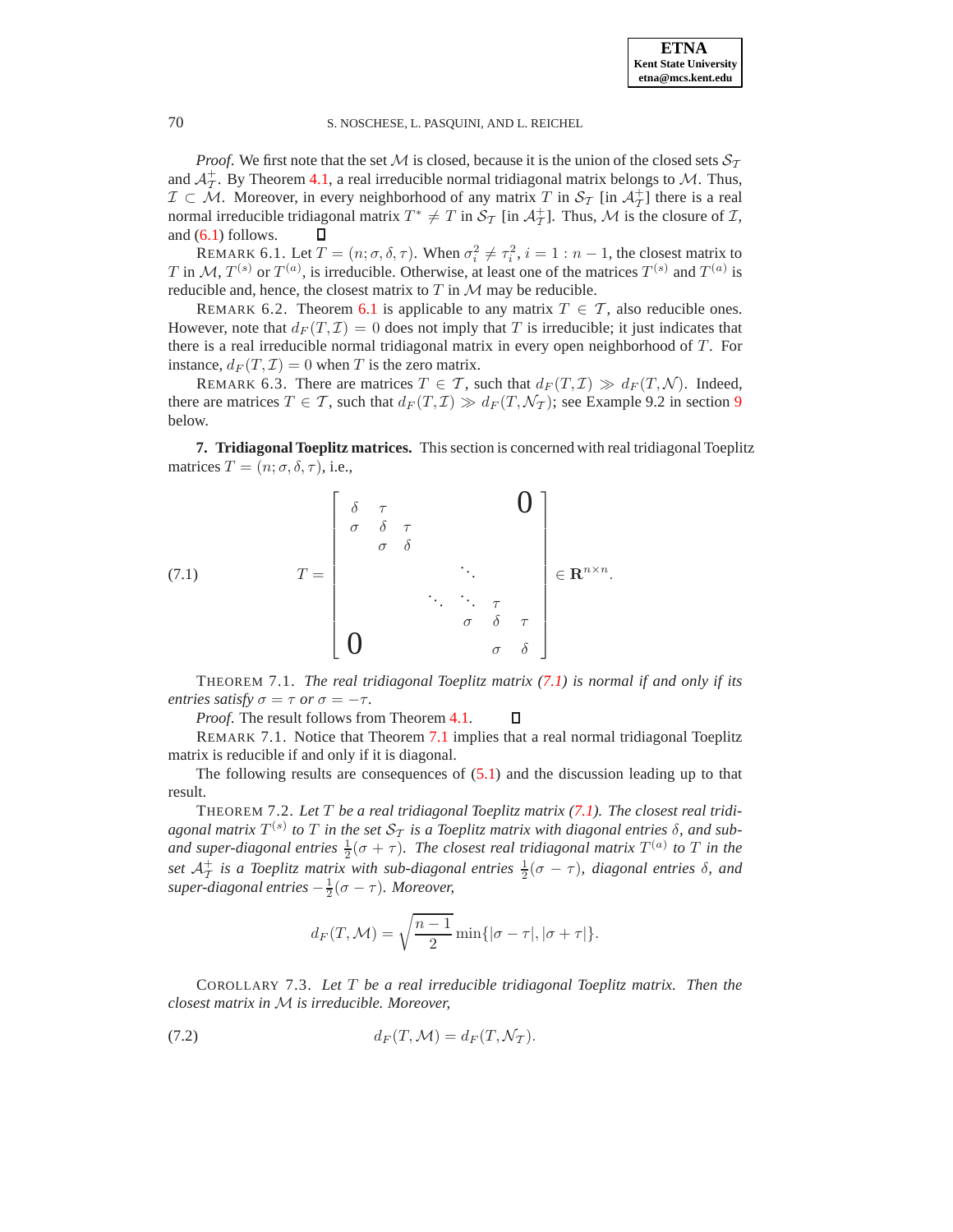*Proof.* We first note that the set $\mathcal{M}$ is closed, because it is the union of the closed sets $\mathcal{S}_{\mathcal{T}}$ and $\mathcal{A}_{\mathcal{T}}^{+}$. By Theorem 4.1, a real irreducible normal tridiagonal matrix belongs to $\mathcal{M}$. Thus, $\mathcal{I} \subset \mathcal{M}$. Moreover, in every neighborhood of any matrix $T$ in $\mathcal{S}_{\mathcal{T}}$ [in $\mathcal{A}_{\mathcal{T}}^{+}$] there is a real normal irreducible tridiagonal matrix $T^{*} \neq T$ in $\mathcal{S}_{\mathcal{T}}$ [in $\mathcal{A}_{\mathcal{T}}^{+}$]. Thus, $\mathcal{M}$ is the closure of $\mathcal{I}$, and (6.1) follows. ∎

REMARK 6.1. Let $T = (n; \sigma, \delta, \tau)$. When $\sigma_i^2 \neq \tau_i^2$, $i = 1 : n-1$, the closest matrix to $T$ in $\mathcal{M}$, $T^{(s)}$ or $T^{(a)}$, is irreducible. Otherwise, at least one of the matrices $T^{(s)}$ and $T^{(a)}$ is reducible and, hence, the closest matrix to $T$ in $\mathcal{M}$ may be reducible.

REMARK 6.2. Theorem 6.1 is applicable to any matrix $T \in \mathcal{T}$, also reducible ones. However, note that $d_F(T, \mathcal{I}) = 0$ does not imply that $T$ is irreducible; it just indicates that there is a real irreducible normal tridiagonal matrix in every open neighborhood of $T$. For instance, $d_F(T, \mathcal{I}) = 0$ when $T$ is the zero matrix.

REMARK 6.3. There are matrices $T \in \mathcal{T}$, such that $d_F(T, \mathcal{I}) \gg d_F(T, \mathcal{N})$. Indeed, there are matrices $T \in \mathcal{T}$, such that $d_F(T, \mathcal{I}) \gg d_F(T, \mathcal{N}_{\mathcal{T}})$; see Example 9.2 in section 9 below.

## 7. Tridiagonal Toeplitz matrices.

This section is concerned with real tridiagonal Toeplitz matrices $T = (n; \sigma, \delta, \tau)$, i.e.,

$$
T = \begin{bmatrix}
\delta & \tau & & & & & 0 \\
\sigma & \delta & \tau & & & & \\
 & \sigma & \delta & & & & \\
 & & & \ddots & & & \\
 & & & \ddots & \ddots & \tau & \\
 & & & & \sigma & \delta & \tau \\
0 & & & & & \sigma & \delta
\end{bmatrix} \in \mathbf{R}^{n \times n}. \tag{7.1}
$$

THEOREM 7.1. *The real tridiagonal Toeplitz matrix (7.1) is normal if and only if its entries satisfy $\sigma = \tau$ or $\sigma = -\tau$.*

*Proof.* The result follows from Theorem 4.1. ∎

REMARK 7.1. Notice that Theorem 7.1 implies that a real normal tridiagonal Toeplitz matrix is reducible if and only if it is diagonal.

The following results are consequences of (5.1) and the discussion leading up to that result.

THEOREM 7.2. *Let $T$ be a real tridiagonal Toeplitz matrix (7.1). The closest real tridiagonal matrix $T^{(s)}$ to $T$ in the set $\mathcal{S}_{\mathcal{T}}$ is a Toeplitz matrix with diagonal entries $\delta$, and sub- and super-diagonal entries $\frac{1}{2}(\sigma + \tau)$. The closest real tridiagonal matrix $T^{(a)}$ to $T$ in the set $\mathcal{A}_{\mathcal{T}}^{+}$ is a Toeplitz matrix with sub-diagonal entries $\frac{1}{2}(\sigma - \tau)$, diagonal entries $\delta$, and super-diagonal entries $-\frac{1}{2}(\sigma - \tau)$. Moreover,*

$$
d_F(T, \mathcal{M}) = \sqrt{\frac{n-1}{2}} \min\{|\sigma - \tau|, |\sigma + \tau|\}.
$$

COROLLARY 7.3. *Let $T$ be a real irreducible tridiagonal Toeplitz matrix. Then the closest matrix in $\mathcal{M}$ is irreducible. Moreover,*

$$
d_F(T, \mathcal{M}) = d_F(T, \mathcal{N}_{\mathcal{T}}). \tag{7.2}
$$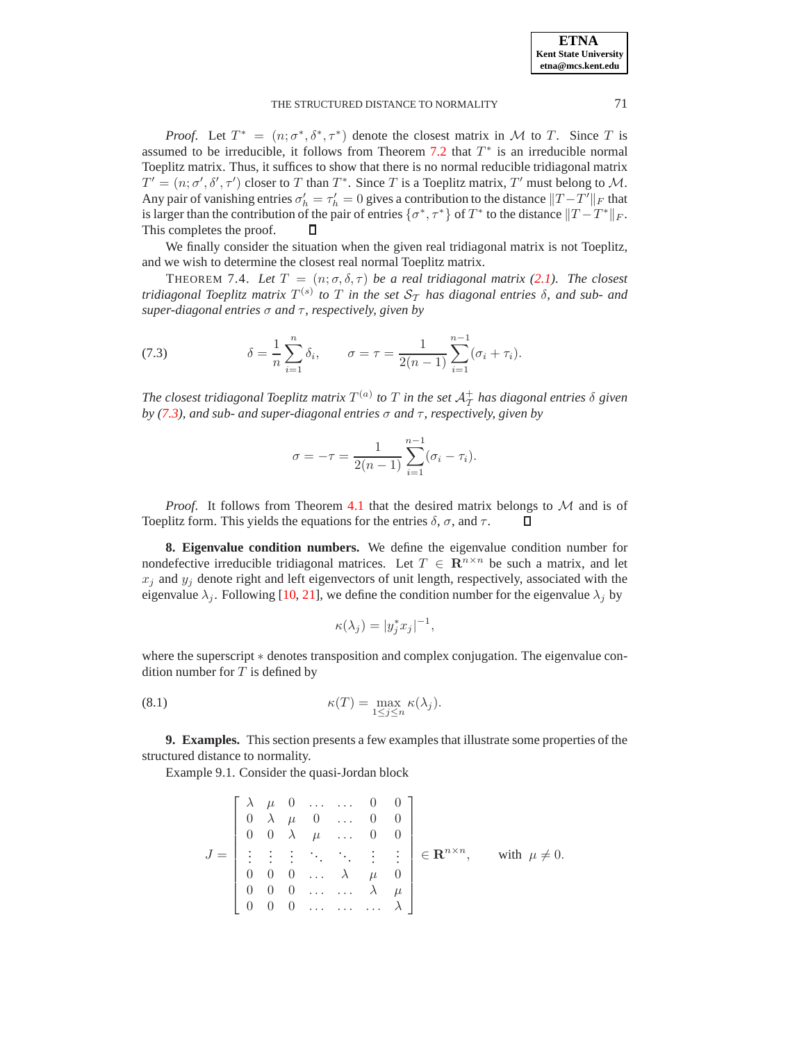*Proof.* Let $T^* = (n; \sigma^*, \delta^*, \tau^*)$ denote the closest matrix in $\mathcal{M}$ to $T$. Since $T$ is assumed to be irreducible, it follows from Theorem 7.2 that $T^*$ is an irreducible normal Toeplitz matrix. Thus, it suffices to show that there is no normal reducible tridiagonal matrix $T' = (n; \sigma', \delta', \tau')$ closer to $T$ than $T^*$. Since $T$ is a Toeplitz matrix, $T'$ must belong to $\mathcal{M}$. Any pair of vanishing entries $\sigma'_h = \tau'_h = 0$ gives a contribution to the distance $\|T - T'\|_F$ that is larger than the contribution of the pair of entries $\{\sigma^*, \tau^*\}$ of $T^*$ to the distance $\|T - T^*\|_F$. This completes the proof. ◻

We finally consider the situation when the given real tridiagonal matrix is not Toeplitz, and we wish to determine the closest real normal Toeplitz matrix.

THEOREM 7.4. *Let $T = (n; \sigma, \delta, \tau)$ be a real tridiagonal matrix (2.1). The closest tridiagonal Toeplitz matrix $T^{(s)}$ to $T$ in the set $\mathcal{S}_{\mathcal{T}}$ has diagonal entries $\delta$, and sub- and super-diagonal entries $\sigma$ and $\tau$, respectively, given by*

$$\delta = \frac{1}{n} \sum_{i=1}^{n} \delta_i, \qquad \sigma = \tau = \frac{1}{2(n-1)} \sum_{i=1}^{n-1} (\sigma_i + \tau_i). \tag{7.3}$$

*The closest tridiagonal Toeplitz matrix $T^{(a)}$ to $T$ in the set $\mathcal{A}_{\mathcal{T}}^{+}$ has diagonal entries $\delta$ given by (7.3), and sub- and super-diagonal entries $\sigma$ and $\tau$, respectively, given by*

$$\sigma = -\tau = \frac{1}{2(n-1)} \sum_{i=1}^{n-1} (\sigma_i - \tau_i).$$

*Proof.* It follows from Theorem 4.1 that the desired matrix belongs to $\mathcal{M}$ and is of Toeplitz form. This yields the equations for the entries $\delta$, $\sigma$, and $\tau$. ◻

**8. Eigenvalue condition numbers.** We define the eigenvalue condition number for nondefective irreducible tridiagonal matrices. Let $T \in \mathbf{R}^{n \times n}$ be such a matrix, and let $x_j$ and $y_j$ denote right and left eigenvectors of unit length, respectively, associated with the eigenvalue $\lambda_j$. Following [10, 21], we define the condition number for the eigenvalue $\lambda_j$ by

$$\kappa(\lambda_j) = |y_j^* x_j|^{-1},$$

where the superscript $*$ denotes transposition and complex conjugation. The eigenvalue condition number for $T$ is defined by

$$\kappa(T) = \max_{1 \le j \le n} \kappa(\lambda_j). \tag{8.1}$$

**9. Examples.** This section presents a few examples that illustrate some properties of the structured distance to normality.

Example 9.1. Consider the quasi-Jordan block

$$J = \begin{bmatrix} \lambda & \mu & 0 & \dots & \dots & 0 & 0 \\ 0 & \lambda & \mu & 0 & \dots & 0 & 0 \\ 0 & 0 & \lambda & \mu & \dots & 0 & 0 \\ \vdots & \vdots & \vdots & \ddots & \ddots & \vdots & \vdots \\ 0 & 0 & 0 & \dots & \lambda & \mu & 0 \\ 0 & 0 & 0 & \dots & \dots & \lambda & \mu \\ 0 & 0 & 0 & \dots & \dots & \dots & \lambda \end{bmatrix} \in \mathbf{R}^{n \times n}, \qquad \text{with } \mu \neq 0.$$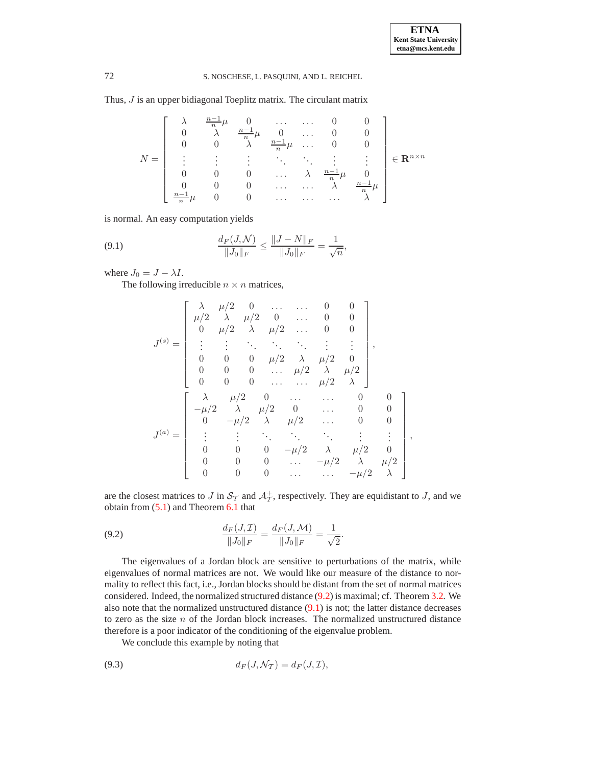Thus, $J$ is an upper bidiagonal Toeplitz matrix. The circulant matrix

$$
N = \begin{bmatrix}
\lambda & \frac{n-1}{n}\mu & 0 & \dots & \dots & 0 & 0 \\
0 & \lambda & \frac{n-1}{n}\mu & 0 & \dots & 0 & 0 \\
0 & 0 & \lambda & \frac{n-1}{n}\mu & \dots & 0 & 0 \\
\vdots & \vdots & \vdots & \ddots & \ddots & \vdots & \vdots \\
0 & 0 & 0 & \dots & \lambda & \frac{n-1}{n}\mu & 0 \\
0 & 0 & 0 & \dots & \dots & \lambda & \frac{n-1}{n}\mu \\
\frac{n-1}{n}\mu & 0 & 0 & \dots & \dots & \dots & \lambda
\end{bmatrix} \in \mathbf{R}^{n \times n}
$$

is normal. An easy computation yields

$$
\frac{d_F(J,\mathcal{N})}{\|J_0\|_F} \leq \frac{\|J-N\|_F}{\|J_0\|_F} = \frac{1}{\sqrt{n}}, \tag{9.1}
$$

where $J_0 = J - \lambda I$.

The following irreducible $n \times n$ matrices,

$$
J^{(s)} = \begin{bmatrix}
\lambda & \mu/2 & 0 & \dots & \dots & 0 & 0 \\
\mu/2 & \lambda & \mu/2 & 0 & \dots & 0 & 0 \\
0 & \mu/2 & \lambda & \mu/2 & \dots & 0 & 0 \\
\vdots & \vdots & \ddots & \ddots & \ddots & \vdots & \vdots \\
0 & 0 & 0 & \mu/2 & \lambda & \mu/2 & 0 \\
0 & 0 & 0 & \dots & \mu/2 & \lambda & \mu/2 \\
0 & 0 & 0 & \dots & \dots & \mu/2 & \lambda
\end{bmatrix},
$$

$$
J^{(a)} = \begin{bmatrix}
\lambda & \mu/2 & 0 & \dots & \dots & 0 & 0 \\
-\mu/2 & \lambda & \mu/2 & 0 & \dots & 0 & 0 \\
0 & -\mu/2 & \lambda & \mu/2 & \dots & 0 & 0 \\
\vdots & \vdots & \ddots & \ddots & \ddots & \vdots & \vdots \\
0 & 0 & 0 & -\mu/2 & \lambda & \mu/2 & 0 \\
0 & 0 & 0 & \dots & -\mu/2 & \lambda & \mu/2 \\
0 & 0 & 0 & \dots & \dots & -\mu/2 & \lambda
\end{bmatrix},
$$

are the closest matrices to $J$ in $\mathcal{S}_\mathcal{T}$ and $\mathcal{A}^{\pm}_\mathcal{T}$, respectively. They are equidistant to $J$, and we obtain from (5.1) and Theorem 6.1 that

$$
\frac{d_F(J,\mathcal{I})}{\|J_0\|_F} = \frac{d_F(J,\mathcal{M})}{\|J_0\|_F} = \frac{1}{\sqrt{2}}. \tag{9.2}
$$

The eigenvalues of a Jordan block are sensitive to perturbations of the matrix, while eigenvalues of normal matrices are not. We would like our measure of the distance to normality to reflect this fact, i.e., Jordan blocks should be distant from the set of normal matrices considered. Indeed, the normalized structured distance (9.2) is maximal; cf. Theorem 3.2. We also note that the normalized unstructured distance (9.1) is not; the latter distance decreases to zero as the size $n$ of the Jordan block increases. The normalized unstructured distance therefore is a poor indicator of the conditioning of the eigenvalue problem.

We conclude this example by noting that

$$
d_F(J,\mathcal{N}_\mathcal{T}) = d_F(J,\mathcal{I}), \tag{9.3}
$$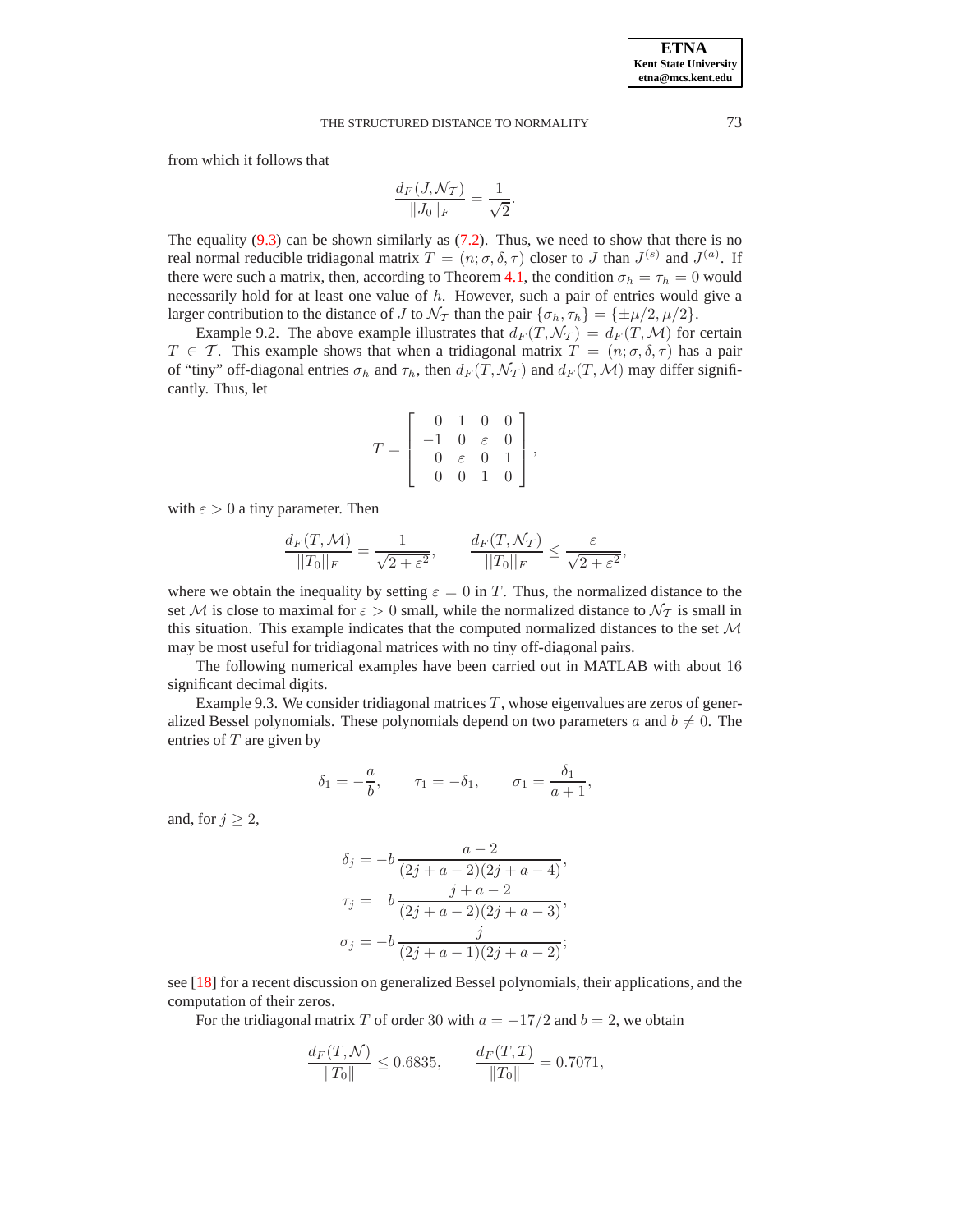from which it follows that

$$\frac{d_F(J, \mathcal{N}_\mathcal{T})}{\|J_0\|_F} = \frac{1}{\sqrt{2}}.$$

The equality (9.3) can be shown similarly as (7.2). Thus, we need to show that there is no real normal reducible tridiagonal matrix $T = (n; \sigma, \delta, \tau)$ closer to $J$ than $J^{(s)}$ and $J^{(a)}$. If there were such a matrix, then, according to Theorem 4.1, the condition $\sigma_h = \tau_h = 0$ would necessarily hold for at least one value of $h$. However, such a pair of entries would give a larger contribution to the distance of $J$ to $\mathcal{N}_\mathcal{T}$ than the pair $\{\sigma_h, \tau_h\} = \{\pm\mu/2, \mu/2\}$.

Example 9.2. The above example illustrates that $d_F(T, \mathcal{N}_\mathcal{T}) = d_F(T, \mathcal{M})$ for certain $T \in \mathcal{T}$. This example shows that when a tridiagonal matrix $T = (n; \sigma, \delta, \tau)$ has a pair of "tiny" off-diagonal entries $\sigma_h$ and $\tau_h$, then $d_F(T, \mathcal{N}_\mathcal{T})$ and $d_F(T, \mathcal{M})$ may differ significantly. Thus, let

$$T = \begin{bmatrix} 0 & 1 & 0 & 0 \\ -1 & 0 & \varepsilon & 0 \\ 0 & \varepsilon & 0 & 1 \\ 0 & 0 & 1 & 0 \end{bmatrix},$$

with $\varepsilon > 0$ a tiny parameter. Then

$$\frac{d_F(T, \mathcal{M})}{\|T_0\|_F} = \frac{1}{\sqrt{2 + \varepsilon^2}}, \qquad \frac{d_F(T, \mathcal{N}_\mathcal{T})}{\|T_0\|_F} \leq \frac{\varepsilon}{\sqrt{2 + \varepsilon^2}},$$

where we obtain the inequality by setting $\varepsilon = 0$ in $T$. Thus, the normalized distance to the set $\mathcal{M}$ is close to maximal for $\varepsilon > 0$ small, while the normalized distance to $\mathcal{N}_\mathcal{T}$ is small in this situation. This example indicates that the computed normalized distances to the set $\mathcal{M}$ may be most useful for tridiagonal matrices with no tiny off-diagonal pairs.

The following numerical examples have been carried out in MATLAB with about 16 significant decimal digits.

Example 9.3. We consider tridiagonal matrices $T$, whose eigenvalues are zeros of generalized Bessel polynomials. These polynomials depend on two parameters $a$ and $b \neq 0$. The entries of $T$ are given by

$$\delta_1 = -\frac{a}{b}, \qquad \tau_1 = -\delta_1, \qquad \sigma_1 = \frac{\delta_1}{a+1},$$

and, for $j \geq 2$,

$$\delta_j = -b\,\frac{a-2}{(2j+a-2)(2j+a-4)},$$

$$\tau_j = \phantom{-}b\,\frac{j+a-2}{(2j+a-2)(2j+a-3)},$$

$$\sigma_j = -b\,\frac{j}{(2j+a-1)(2j+a-2)};$$

see [18] for a recent discussion on generalized Bessel polynomials, their applications, and the computation of their zeros.

For the tridiagonal matrix $T$ of order 30 with $a = -17/2$ and $b = 2$, we obtain

$$\frac{d_F(T, \mathcal{N})}{\|T_0\|} \leq 0.6835, \qquad \frac{d_F(T, \mathcal{I})}{\|T_0\|} = 0.7071,$$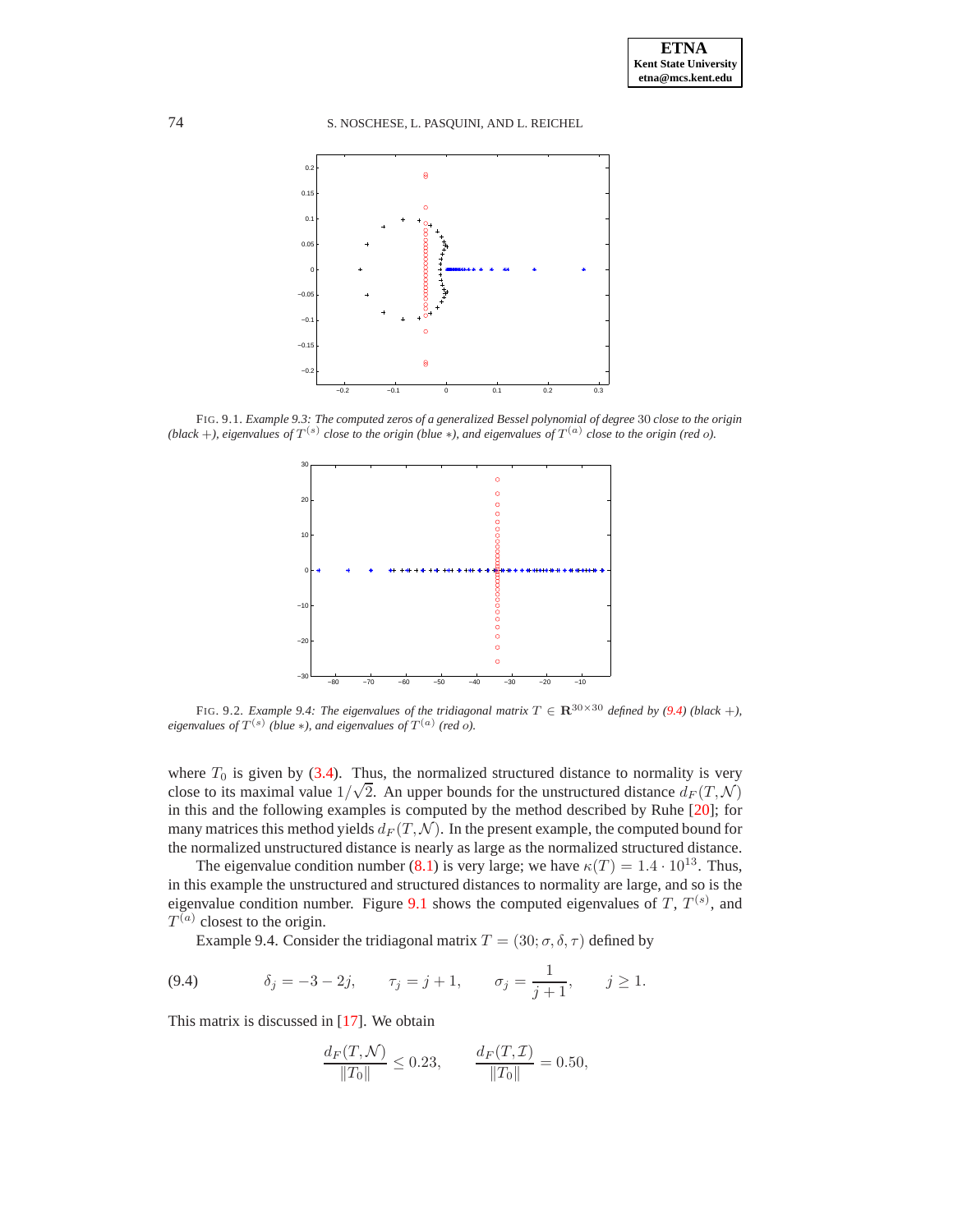FIG. 9.1. *Example 9.3: The computed zeros of a generalized Bessel polynomial of degree* 30 *close to the origin (black* $+$*), eigenvalues of* $T^{(s)}$ *close to the origin (blue* $*$*), and eigenvalues of* $T^{(a)}$ *close to the origin (red* $o$*).*

FIG. 9.2. *Example 9.4: The eigenvalues of the tridiagonal matrix* $T \in \mathbf{R}^{30\times 30}$ *defined by (9.4) (black* $+$*), eigenvalues of* $T^{(s)}$ *(blue* $*$*), and eigenvalues of* $T^{(a)}$ *(red* $o$*).*

where $T_0$ is given by (3.4). Thus, the normalized structured distance to normality is very close to its maximal value $1/\sqrt{2}$. An upper bounds for the unstructured distance $d_F(T, \mathcal{N})$ in this and the following examples is computed by the method described by Ruhe [20]; for many matrices this method yields $d_F(T, \mathcal{N})$. In the present example, the computed bound for the normalized unstructured distance is nearly as large as the normalized structured distance.

The eigenvalue condition number (8.1) is very large; we have $\kappa(T) = 1.4 \cdot 10^{13}$. Thus, in this example the unstructured and structured distances to normality are large, and so is the eigenvalue condition number. Figure 9.1 shows the computed eigenvalues of $T$, $T^{(s)}$, and $T^{(a)}$ closest to the origin.

Example 9.4. Consider the tridiagonal matrix $T = (30; \sigma, \delta, \tau)$ defined by

$$\delta_j = -3 - 2j, \qquad \tau_j = j + 1, \qquad \sigma_j = \frac{1}{j+1}, \qquad j \geq 1. \tag{9.4}$$

This matrix is discussed in [17]. We obtain

$$\frac{d_F(T, \mathcal{N})}{\|T_0\|} \leq 0.23, \qquad \frac{d_F(T, \mathcal{I})}{\|T_0\|} = 0.50,$$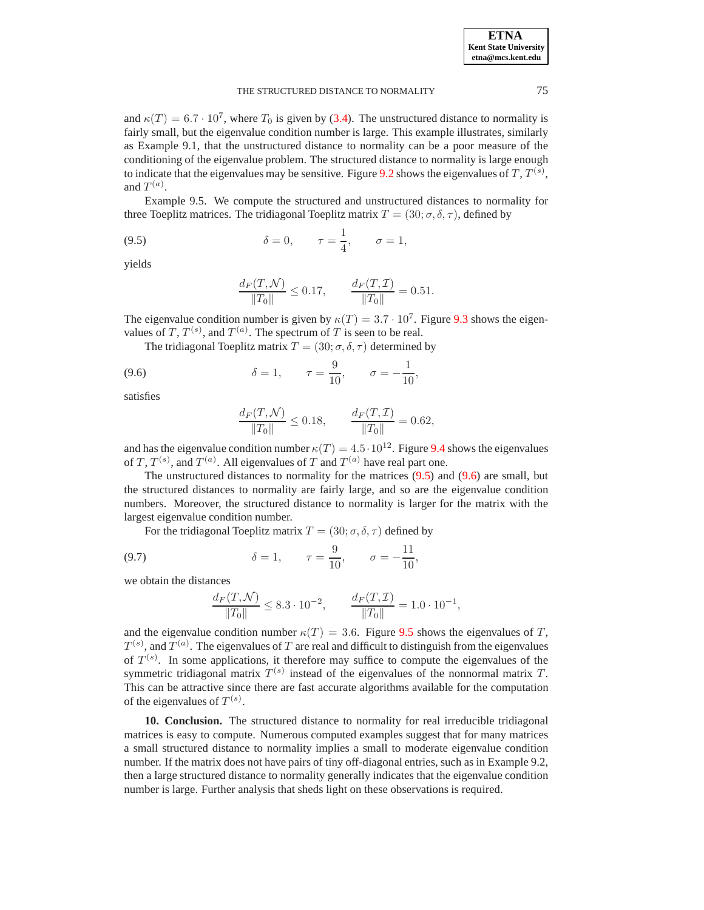and $\kappa(T) = 6.7 \cdot 10^7$, where $T_0$ is given by (3.4). The unstructured distance to normality is fairly small, but the eigenvalue condition number is large. This example illustrates, similarly as Example 9.1, that the unstructured distance to normality can be a poor measure of the conditioning of the eigenvalue problem. The structured distance to normality is large enough to indicate that the eigenvalues may be sensitive. Figure 9.2 shows the eigenvalues of $T$, $T^{(s)}$, and $T^{(a)}$.

Example 9.5. We compute the structured and unstructured distances to normality for three Toeplitz matrices. The tridiagonal Toeplitz matrix $T = (30; \sigma, \delta, \tau)$, defined by

$$\delta = 0, \qquad \tau = \frac{1}{4}, \qquad \sigma = 1, \tag{9.5}$$

yields

$$\frac{d_F(T, \mathcal{N})}{\|T_0\|} \leq 0.17, \qquad \frac{d_F(T, \mathcal{I})}{\|T_0\|} = 0.51.$$

The eigenvalue condition number is given by $\kappa(T) = 3.7 \cdot 10^7$. Figure 9.3 shows the eigenvalues of $T$, $T^{(s)}$, and $T^{(a)}$. The spectrum of $T$ is seen to be real.

The tridiagonal Toeplitz matrix $T = (30; \sigma, \delta, \tau)$ determined by

$$\delta = 1, \qquad \tau = \frac{9}{10}, \qquad \sigma = -\frac{1}{10}, \tag{9.6}$$

satisfies

$$\frac{d_F(T, \mathcal{N})}{\|T_0\|} \leq 0.18, \qquad \frac{d_F(T, \mathcal{I})}{\|T_0\|} = 0.62,$$

and has the eigenvalue condition number $\kappa(T) = 4.5 \cdot 10^{12}$. Figure 9.4 shows the eigenvalues of $T$, $T^{(s)}$, and $T^{(a)}$. All eigenvalues of $T$ and $T^{(a)}$ have real part one.

The unstructured distances to normality for the matrices (9.5) and (9.6) are small, but the structured distances to normality are fairly large, and so are the eigenvalue condition numbers. Moreover, the structured distance to normality is larger for the matrix with the largest eigenvalue condition number.

For the tridiagonal Toeplitz matrix $T = (30; \sigma, \delta, \tau)$ defined by

$$\delta = 1, \qquad \tau = \frac{9}{10}, \qquad \sigma = -\frac{11}{10}, \tag{9.7}$$

we obtain the distances

$$\frac{d_F(T, \mathcal{N})}{\|T_0\|} \leq 8.3 \cdot 10^{-2}, \qquad \frac{d_F(T, \mathcal{I})}{\|T_0\|} = 1.0 \cdot 10^{-1},$$

and the eigenvalue condition number $\kappa(T) = 3.6$. Figure 9.5 shows the eigenvalues of $T$, $T^{(s)}$, and $T^{(a)}$. The eigenvalues of $T$ are real and difficult to distinguish from the eigenvalues of $T^{(s)}$. In some applications, it therefore may suffice to compute the eigenvalues of the symmetric tridiagonal matrix $T^{(s)}$ instead of the eigenvalues of the nonnormal matrix $T$. This can be attractive since there are fast accurate algorithms available for the computation of the eigenvalues of $T^{(s)}$.

**10. Conclusion.** The structured distance to normality for real irreducible tridiagonal matrices is easy to compute. Numerous computed examples suggest that for many matrices a small structured distance to normality implies a small to moderate eigenvalue condition number. If the matrix does not have pairs of tiny off-diagonal entries, such as in Example 9.2, then a large structured distance to normality generally indicates that the eigenvalue condition number is large. Further analysis that sheds light on these observations is required.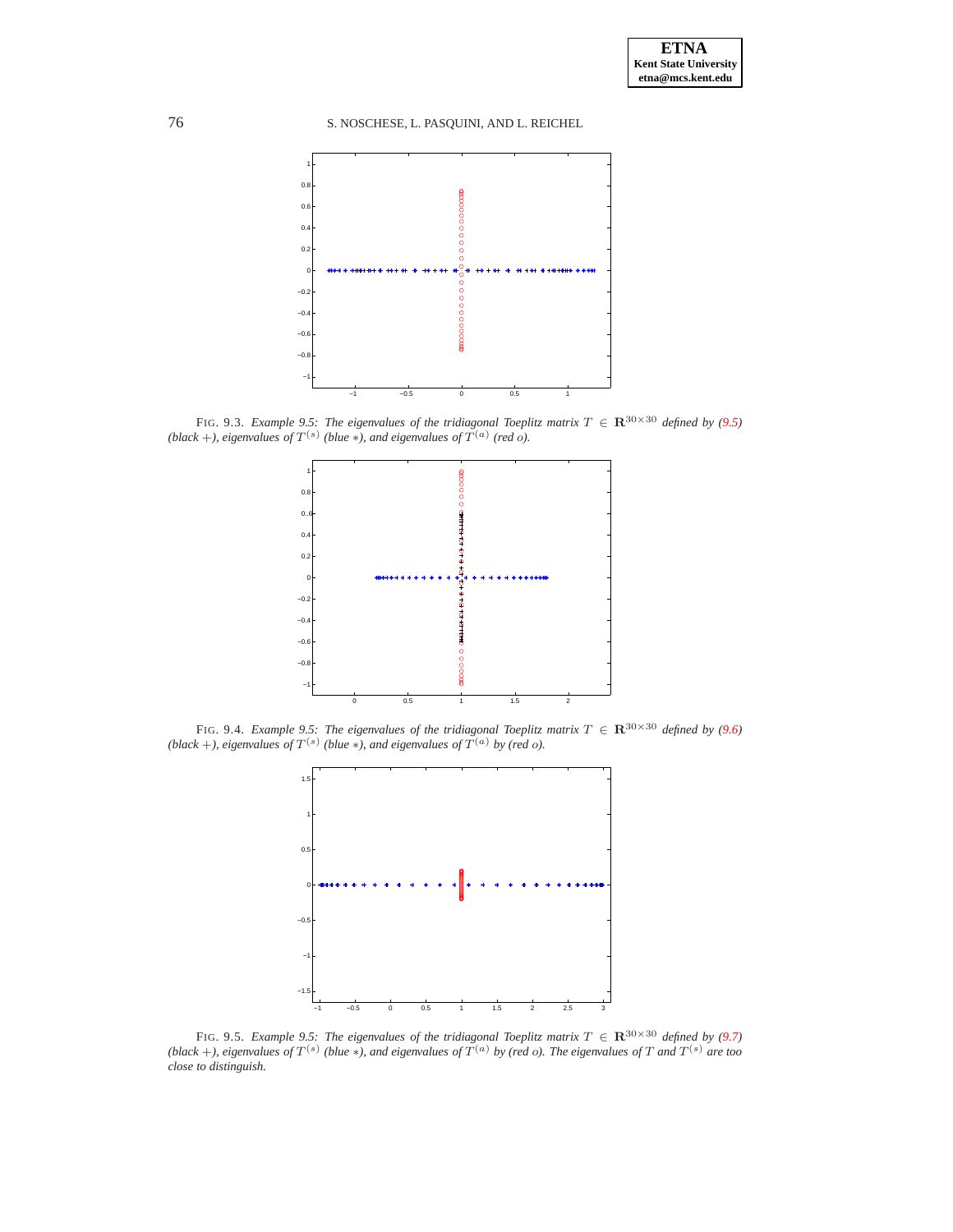FIG. 9.3. *Example 9.5: The eigenvalues of the tridiagonal Toeplitz matrix $T \in \mathbf{R}^{30\times 30}$ defined by (9.5) (black $+$), eigenvalues of $T^{(s)}$ (blue $*$), and eigenvalues of $T^{(a)}$ (red $o$).*

FIG. 9.4. *Example 9.5: The eigenvalues of the tridiagonal Toeplitz matrix $T \in \mathbf{R}^{30\times 30}$ defined by (9.6) (black $+$), eigenvalues of $T^{(s)}$ (blue $*$), and eigenvalues of $T^{(a)}$ by (red $o$).*

FIG. 9.5. *Example 9.5: The eigenvalues of the tridiagonal Toeplitz matrix $T \in \mathbf{R}^{30\times 30}$ defined by (9.7) (black $+$), eigenvalues of $T^{(s)}$ (blue $*$), and eigenvalues of $T^{(a)}$ by (red $o$). The eigenvalues of $T$ and $T^{(s)}$ are too close to distinguish.*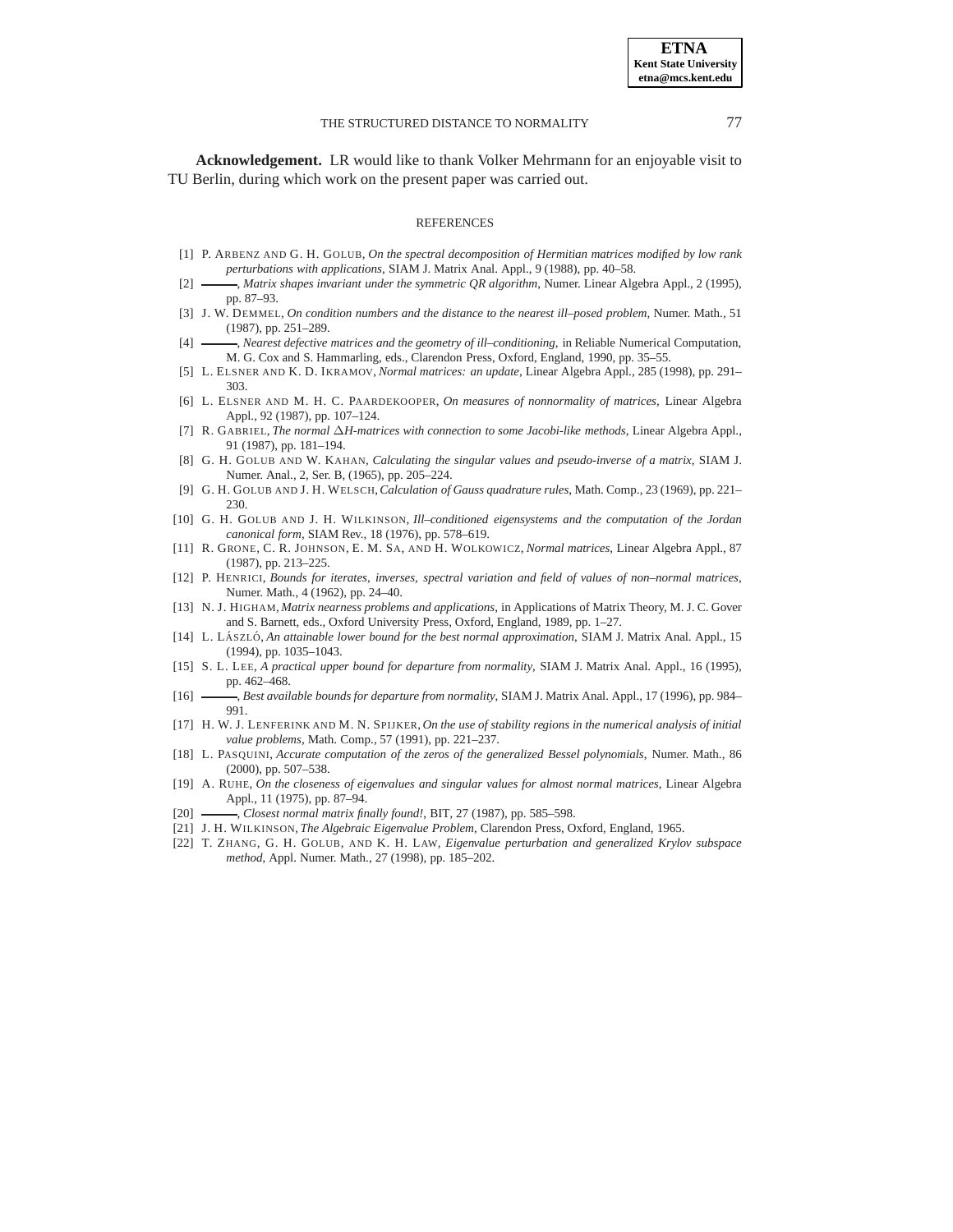**Acknowledgement.** LR would like to thank Volker Mehrmann for an enjoyable visit to TU Berlin, during which work on the present paper was carried out.

## REFERENCES

[1] P. Arbenz and G. H. Golub, *On the spectral decomposition of Hermitian matrices modified by low rank perturbations with applications*, SIAM J. Matrix Anal. Appl., 9 (1988), pp. 40–58.

[2] ———, *Matrix shapes invariant under the symmetric QR algorithm*, Numer. Linear Algebra Appl., 2 (1995), pp. 87–93.

[3] J. W. Demmel, *On condition numbers and the distance to the nearest ill–posed problem*, Numer. Math., 51 (1987), pp. 251–289.

[4] ———, *Nearest defective matrices and the geometry of ill–conditioning*, in Reliable Numerical Computation, M. G. Cox and S. Hammarling, eds., Clarendon Press, Oxford, England, 1990, pp. 35–55.

[5] L. Elsner and K. D. Ikramov, *Normal matrices: an update*, Linear Algebra Appl., 285 (1998), pp. 291–303.

[6] L. Elsner and M. H. C. Paardekooper, *On measures of nonnormality of matrices*, Linear Algebra Appl., 92 (1987), pp. 107–124.

[7] R. Gabriel, *The normal $\Delta H$-matrices with connection to some Jacobi-like methods*, Linear Algebra Appl., 91 (1987), pp. 181–194.

[8] G. H. Golub and W. Kahan, *Calculating the singular values and pseudo-inverse of a matrix*, SIAM J. Numer. Anal., 2, Ser. B, (1965), pp. 205–224.

[9] G. H. Golub and J. H. Welsch, *Calculation of Gauss quadrature rules*, Math. Comp., 23 (1969), pp. 221–230.

[10] G. H. Golub and J. H. Wilkinson, *Ill–conditioned eigensystems and the computation of the Jordan canonical form*, SIAM Rev., 18 (1976), pp. 578–619.

[11] R. Grone, C. R. Johnson, E. M. Sa, and H. Wolkowicz, *Normal matrices*, Linear Algebra Appl., 87 (1987), pp. 213–225.

[12] P. Henrici, *Bounds for iterates, inverses, spectral variation and field of values of non–normal matrices*, Numer. Math., 4 (1962), pp. 24–40.

[13] N. J. Higham, *Matrix nearness problems and applications*, in Applications of Matrix Theory, M. J. C. Gover and S. Barnett, eds., Oxford University Press, Oxford, England, 1989, pp. 1–27.

[14] L. László, *An attainable lower bound for the best normal approximation*, SIAM J. Matrix Anal. Appl., 15 (1994), pp. 1035–1043.

[15] S. L. Lee, *A practical upper bound for departure from normality*, SIAM J. Matrix Anal. Appl., 16 (1995), pp. 462–468.

[16] ———, *Best available bounds for departure from normality*, SIAM J. Matrix Anal. Appl., 17 (1996), pp. 984–991.

[17] H. W. J. Lenferink and M. N. Spijker, *On the use of stability regions in the numerical analysis of initial value problems*, Math. Comp., 57 (1991), pp. 221–237.

[18] L. Pasquini, *Accurate computation of the zeros of the generalized Bessel polynomials*, Numer. Math., 86 (2000), pp. 507–538.

[19] A. Ruhe, *On the closeness of eigenvalues and singular values for almost normal matrices*, Linear Algebra Appl., 11 (1975), pp. 87–94.

[20] ———, *Closest normal matrix finally found!*, BIT, 27 (1987), pp. 585–598.

[21] J. H. Wilkinson, *The Algebraic Eigenvalue Problem*, Clarendon Press, Oxford, England, 1965.

[22] T. Zhang, G. H. Golub, and K. H. Law, *Eigenvalue perturbation and generalized Krylov subspace method*, Appl. Numer. Math., 27 (1998), pp. 185–202.